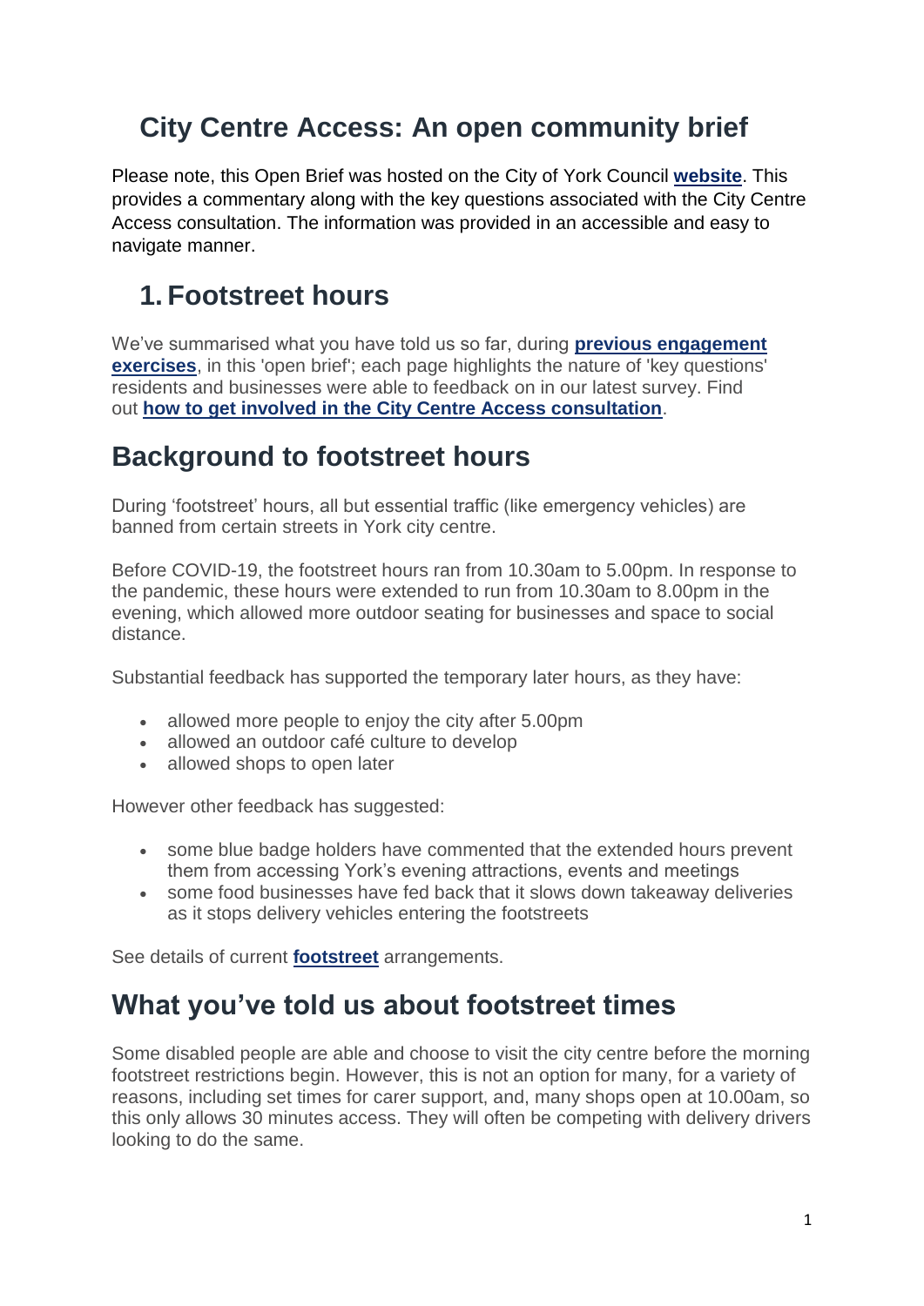# City Centre Access: An open community brief

Please note, this Open Brief was hosted on the City of York Council **website**. This provides a commentary along with the key questions associated with the City Centre Access consultation. The information was provided in an accessible and easy to navigate manner.

## 1. Footstreet hours

We've summarised what you have told us so far, during **previous engagement exercises**, in this 'open brief'; each page highlights the nature of 'key questions' residents and businesses were able to feedback on in our latest survey. Find out **how to get involved in the City Centre Access consultation**.

## Background to footstreet hours

During 'footstreet' hours, all but essential traffic (like emergency vehicles) are banned from certain streets in York city centre.

Before COVID-19, the footstreet hours ran from 10.30am to 5.00pm. In response to the pandemic, these hours were extended to run from 10.30am to 8.00pm in the evening, which allowed more outdoor seating for businesses and space to social distance.

Substantial feedback has supported the temporary later hours, as they have:

- allowed more people to enjoy the city after 5.00pm
- allowed an outdoor café culture to develop
- allowed shops to open later

However other feedback has suggested:

- some blue badge holders have commented that the extended hours prevent them from accessing York's evening attractions, events and meetings
- some food businesses have fed back that it slows down takeaway deliveries as it stops delivery vehicles entering the footstreets

See details of current **footstreet** arrangements.

## What you've told us about footstreet times

Some disabled people are able and choose to visit the city centre before the morning footstreet restrictions begin. However, this is not an option for many, for a variety of reasons, including set times for carer support, and, many shops open at 10.00am, so this only allows 30 minutes access. They will often be competing with delivery drivers looking to do the same.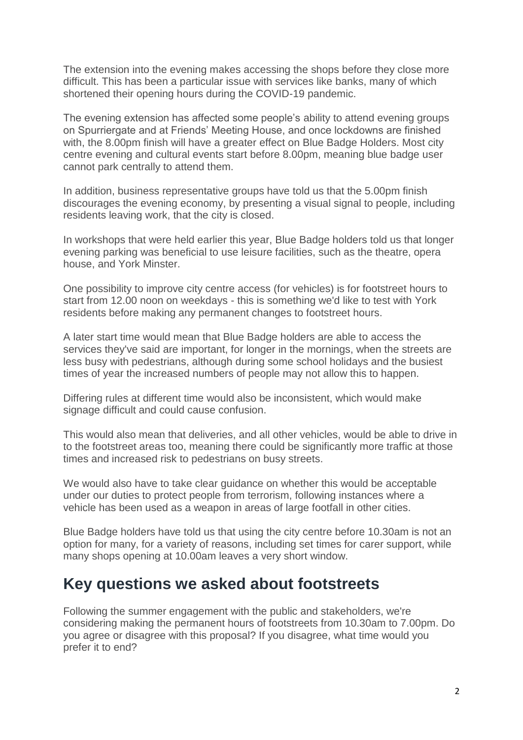The extension into the evening makes accessing the shops before they close more difficult. This has been a particular issue with services like banks, many of which shortened their opening hours during the COVID-19 pandemic.

The evening extension has affected some people's ability to attend evening groups on Spurriergate and at Friends' Meeting House, and once lockdowns are finished with, the 8.00pm finish will have a greater effect on Blue Badge Holders. Most city centre evening and cultural events start before 8.00pm, meaning blue badge user cannot park centrally to attend them.

In addition, business representative groups have told us that the 5.00pm finish discourages the evening economy, by presenting a visual signal to people, including residents leaving work, that the city is closed.

In workshops that were held earlier this year, Blue Badge holders told us that longer evening parking was beneficial to use leisure facilities, such as the theatre, opera house, and York Minster.

One possibility to improve city centre access (for vehicles) is for footstreet hours to start from 12.00 noon on weekdays - this is something we'd like to test with York residents before making any permanent changes to footstreet hours.

A later start time would mean that Blue Badge holders are able to access the services they've said are important, for longer in the mornings, when the streets are less busy with pedestrians, although during some school holidays and the busiest times of year the increased numbers of people may not allow this to happen.

Differing rules at different time would also be inconsistent, which would make signage difficult and could cause confusion.

This would also mean that deliveries, and all other vehicles, would be able to drive in to the footstreet areas too, meaning there could be significantly more traffic at those times and increased risk to pedestrians on busy streets.

We would also have to take clear guidance on whether this would be acceptable under our duties to protect people from terrorism, following instances where a vehicle has been used as a weapon in areas of large footfall in other cities.

Blue Badge holders have told us that using the city centre before 10.30am is not an option for many, for a variety of reasons, including set times for carer support, while many shops opening at 10.00am leaves a very short window.

## Key questions we asked about footstreets

Following the summer engagement with the public and stakeholders, we're considering making the permanent hours of footstreets from 10.30am to 7.00pm. Do you agree or disagree with this proposal? If you disagree, what time would you prefer it to end?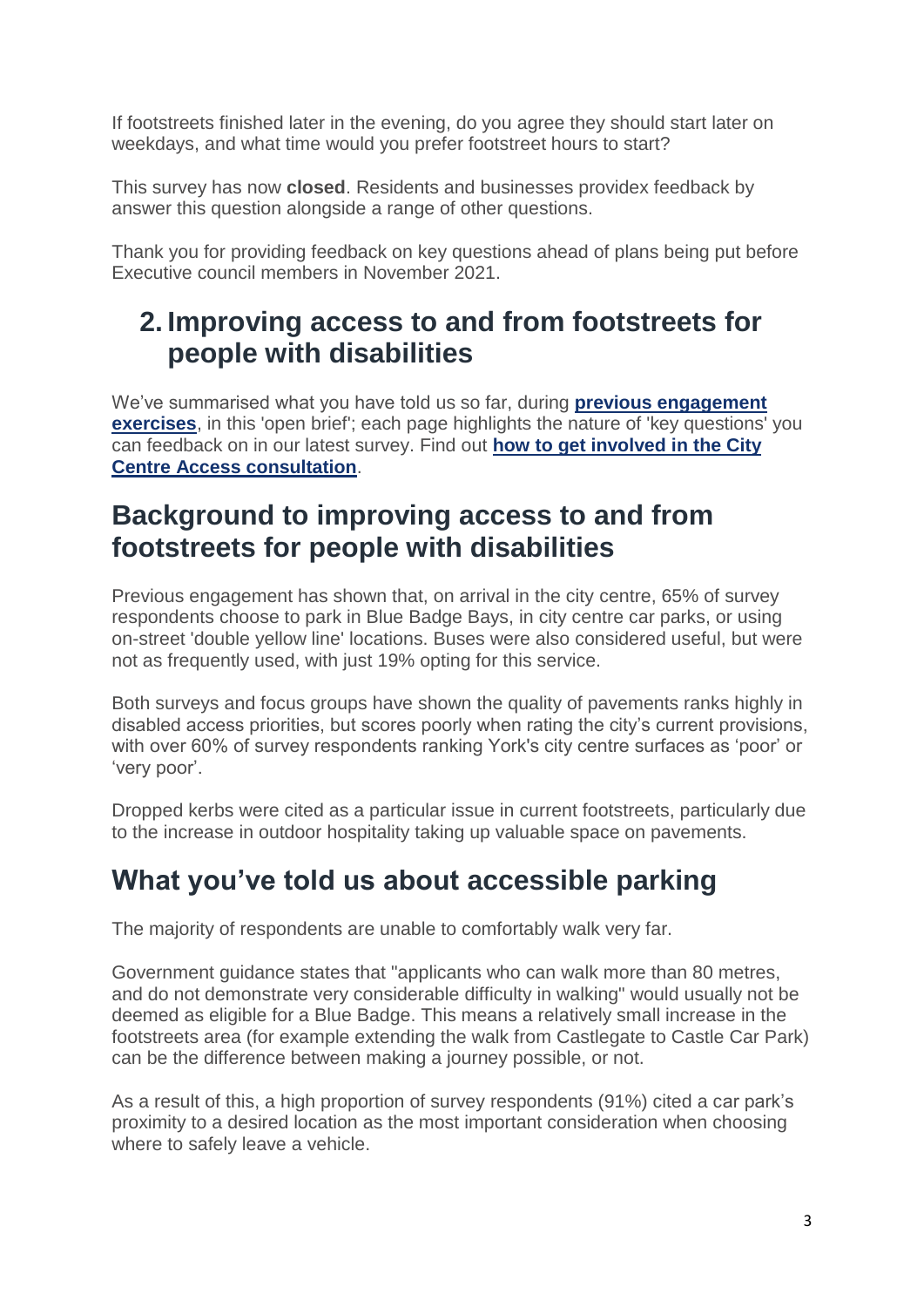If footstreets finished later in the evening, do you agree they should start later on weekdays, and what time would you prefer footstreet hours to start?

This survey has now **closed**. Residents and businesses providex feedback by answer this question alongside a range of other questions.

Thank you for providing feedback on key questions ahead of plans being put before Executive council members in November 2021.

## 2. Improving access to and from footstreets for people with disabilities

We've summarised what you have told us so far, during **previous engagement exercises**, in this 'open brief'; each page highlights the nature of 'key questions' you can feedback on in our latest survey. Find out **how to get involved in the City Centre Access consultation**.

## Background to improving access to and from footstreets for people with disabilities

Previous engagement has shown that, on arrival in the city centre, 65% of survey respondents choose to park in Blue Badge Bays, in city centre car parks, or using on-street 'double yellow line' locations. Buses were also considered useful, but were not as frequently used, with just 19% opting for this service.

Both surveys and focus groups have shown the quality of pavements ranks highly in disabled access priorities, but scores poorly when rating the city's current provisions, with over 60% of survey respondents ranking York's city centre surfaces as 'poor' or 'very poor'.

Dropped kerbs were cited as a particular issue in current footstreets, particularly due to the increase in outdoor hospitality taking up valuable space on pavements.

## What you've told us about accessible parking

The majority of respondents are unable to comfortably walk very far.

Government guidance states that "applicants who can walk more than 80 metres, and do not demonstrate very considerable difficulty in walking" would usually not be deemed as eligible for a Blue Badge. This means a relatively small increase in the footstreets area (for example extending the walk from Castlegate to Castle Car Park) can be the difference between making a journey possible, or not.

As a result of this, a high proportion of survey respondents (91%) cited a car park's proximity to a desired location as the most important consideration when choosing where to safely leave a vehicle.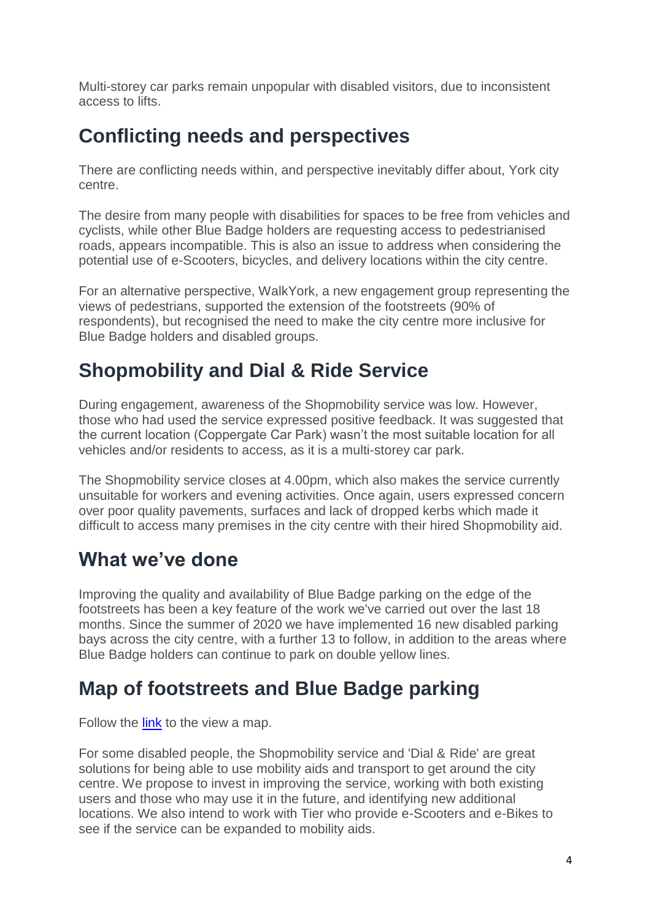Multi-storey car parks remain unpopular with disabled visitors, due to inconsistent access to lifts.

## Conflicting needs and perspectives

There are conflicting needs within, and perspective inevitably differ about, York city centre.

The desire from many people with disabilities for spaces to be free from vehicles and cyclists, while other Blue Badge holders are requesting access to pedestrianised roads, appears incompatible. This is also an issue to address when considering the potential use of e-Scooters, bicycles, and delivery locations within the city centre.

For an alternative perspective, WalkYork, a new engagement group representing the views of pedestrians, supported the extension of the footstreets (90% of respondents), but recognised the need to make the city centre more inclusive for Blue Badge holders and disabled groups.

## Shopmobility and Dial & Ride Service

During engagement, awareness of the Shopmobility service was low. However, those who had used the service expressed positive feedback. It was suggested that the current location (Coppergate Car Park) wasn't the most suitable location for all vehicles and/or residents to access, as it is a multi-storey car park.

The Shopmobility service closes at 4.00pm, which also makes the service currently unsuitable for workers and evening activities. Once again, users expressed concern over poor quality pavements, surfaces and lack of dropped kerbs which made it difficult to access many premises in the city centre with their hired Shopmobility aid.

## What we've done

Improving the quality and availability of Blue Badge parking on the edge of the footstreets has been a key feature of the work we've carried out over the last 18 months. Since the summer of 2020 we have implemented 16 new disabled parking bays across the city centre, with a further 13 to follow, in addition to the areas where Blue Badge holders can continue to park on double yellow lines.

## Map of footstreets and Blue Badge parking

Follow the link to the view a map.

For some disabled people, the Shopmobility service and 'Dial & Ride' are great solutions for being able to use mobility aids and transport to get around the city centre. We propose to invest in improving the service, working with both existing users and those who may use it in the future, and identifying new additional locations. We also intend to work with Tier who provide e-Scooters and e-Bikes to see if the service can be expanded to mobility aids.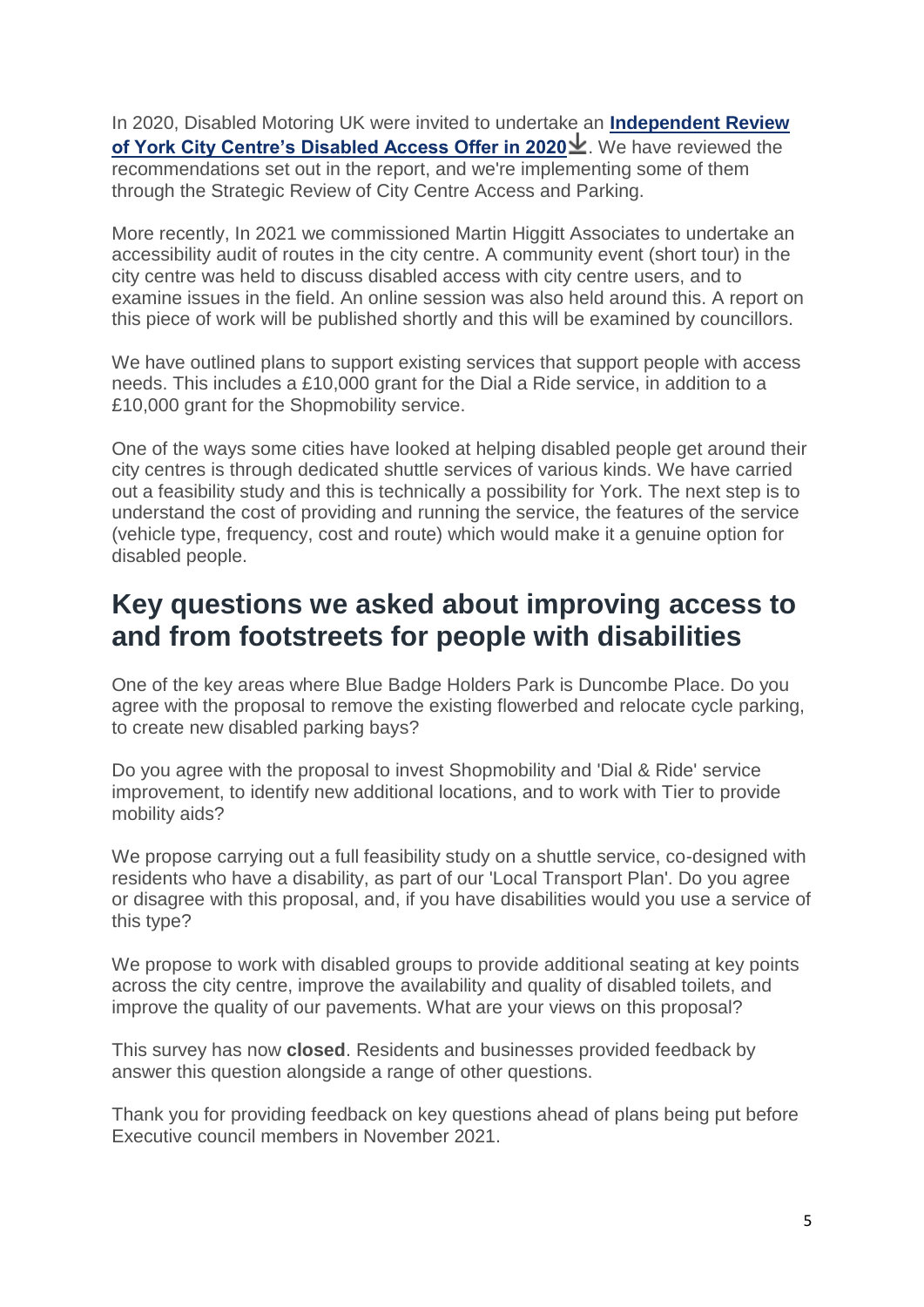In 2020, Disabled Motoring UK were invited to undertake an **Independent Review of York City Centre's Disabled Access Offer in 2020**. We have reviewed the recommendations set out in the report, and we're implementing some of them through the Strategic Review of City Centre Access and Parking.

More recently, In 2021 we commissioned Martin Higgitt Associates to undertake an accessibility audit of routes in the city centre. A community event (short tour) in the city centre was held to discuss disabled access with city centre users, and to examine issues in the field. An online session was also held around this. A report on this piece of work will be published shortly and this will be examined by councillors.

We have outlined plans to support existing services that support people with access needs. This includes a £10,000 grant for the Dial a Ride service, in addition to a £10,000 grant for the Shopmobility service.

One of the ways some cities have looked at helping disabled people get around their city centres is through dedicated shuttle services of various kinds. We have carried out a feasibility study and this is technically a possibility for York. The next step is to understand the cost of providing and running the service, the features of the service (vehicle type, frequency, cost and route) which would make it a genuine option for disabled people.

## Key questions we asked about improving access to and from footstreets for people with disabilities

One of the key areas where Blue Badge Holders Park is Duncombe Place. Do you agree with the proposal to remove the existing flowerbed and relocate cycle parking, to create new disabled parking bays?

Do you agree with the proposal to invest Shopmobility and 'Dial & Ride' service improvement, to identify new additional locations, and to work with Tier to provide mobility aids?

We propose carrying out a full feasibility study on a shuttle service, co-designed with residents who have a disability, as part of our 'Local Transport Plan'. Do you agree or disagree with this proposal, and, if you have disabilities would you use a service of this type?

We propose to work with disabled groups to provide additional seating at key points across the city centre, improve the availability and quality of disabled toilets, and improve the quality of our pavements. What are your views on this proposal?

This survey has now **closed**. Residents and businesses provided feedback by answer this question alongside a range of other questions.

Thank you for providing feedback on key questions ahead of plans being put before Executive council members in November 2021.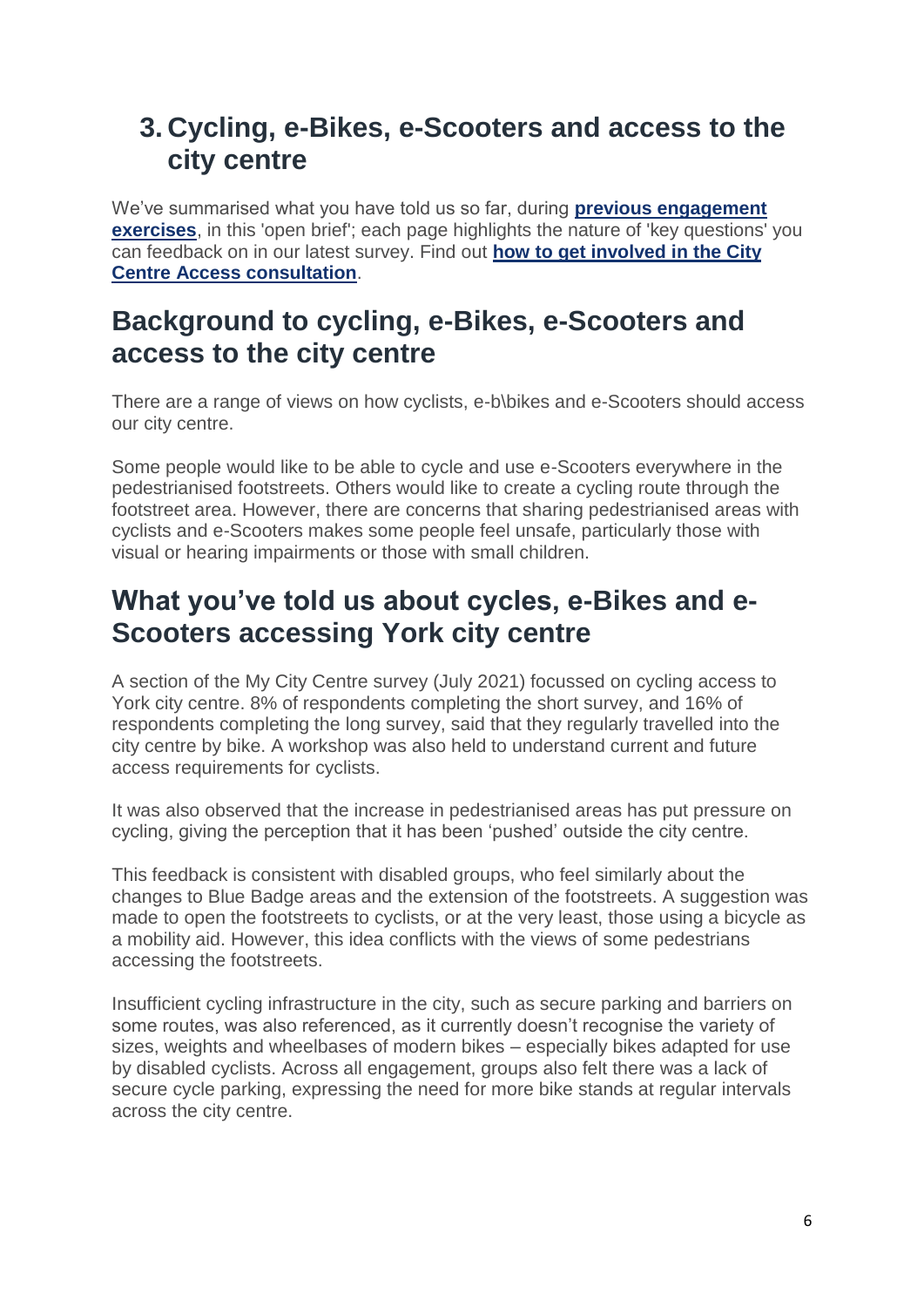# 3. Cycling, e-Bikes, e-Scooters and access to the city centre

We've summarised what you have told us so far, during **previous engagement exercises**, in this 'open brief'; each page highlights the nature of 'key questions' you can feedback on in our latest survey. Find out **how to get involved in the City Centre Access consultation**.

## Background to cycling, e-Bikes, e-Scooters and access to the city centre

There are a range of views on how cyclists, e-b\bikes and e-Scooters should access our city centre.

Some people would like to be able to cycle and use e-Scooters everywhere in the pedestrianised footstreets. Others would like to create a cycling route through the footstreet area. However, there are concerns that sharing pedestrianised areas with cyclists and e-Scooters makes some people feel unsafe, particularly those with visual or hearing impairments or those with small children.

## What you've told us about cycles, e-Bikes and e-Scooters accessing York city centre

A section of the My City Centre survey (July 2021) focussed on cycling access to York city centre. 8% of respondents completing the short survey, and 16% of respondents completing the long survey, said that they regularly travelled into the city centre by bike. A workshop was also held to understand current and future access requirements for cyclists.

It was also observed that the increase in pedestrianised areas has put pressure on cycling, giving the perception that it has been 'pushed' outside the city centre.

This feedback is consistent with disabled groups, who feel similarly about the changes to Blue Badge areas and the extension of the footstreets. A suggestion was made to open the footstreets to cyclists, or at the very least, those using a bicycle as a mobility aid. However, this idea conflicts with the views of some pedestrians accessing the footstreets.

Insufficient cycling infrastructure in the city, such as secure parking and barriers on some routes, was also referenced, as it currently doesn't recognise the variety of sizes, weights and wheelbases of modern bikes – especially bikes adapted for use by disabled cyclists. Across all engagement, groups also felt there was a lack of secure cycle parking, expressing the need for more bike stands at regular intervals across the city centre.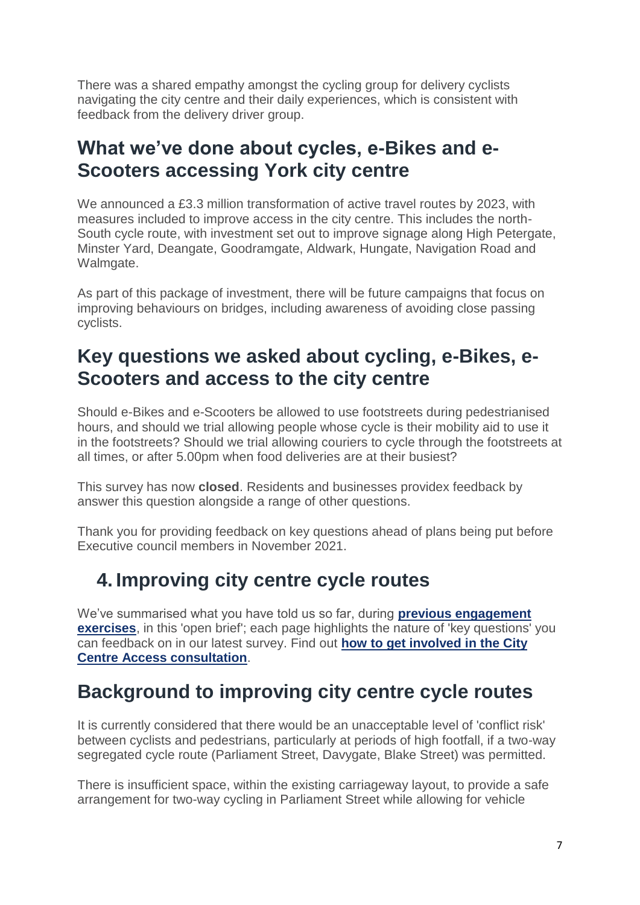There was a shared empathy amongst the cycling group for delivery cyclists navigating the city centre and their daily experiences, which is consistent with feedback from the delivery driver group.

## What we've done about cycles, e-Bikes and e-Scooters accessing York city centre

We announced a £3.3 million transformation of active travel routes by 2023, with measures included to improve access in the city centre. This includes the north-South cycle route, with investment set out to improve signage along High Petergate, Minster Yard, Deangate, Goodramgate, Aldwark, Hungate, Navigation Road and Walmgate.

As part of this package of investment, there will be future campaigns that focus on improving behaviours on bridges, including awareness of avoiding close passing cyclists.

## Key questions we asked about cycling, e-Bikes, e-Scooters and access to the city centre

Should e-Bikes and e-Scooters be allowed to use footstreets during pedestrianised hours, and should we trial allowing people whose cycle is their mobility aid to use it in the footstreets? Should we trial allowing couriers to cycle through the footstreets at all times, or after 5.00pm when food deliveries are at their busiest?

This survey has now **closed**. Residents and businesses providex feedback by answer this question alongside a range of other questions.

Thank you for providing feedback on key questions ahead of plans being put before Executive council members in November 2021.

## 4. Improving city centre cycle routes

We've summarised what you have told us so far, during **previous engagement exercises**, in this 'open brief'; each page highlights the nature of 'key questions' you can feedback on in our latest survey. Find out **how to get involved in the City Centre Access consultation**.

## Background to improving city centre cycle routes

It is currently considered that there would be an unacceptable level of 'conflict risk' between cyclists and pedestrians, particularly at periods of high footfall, if a two-way segregated cycle route (Parliament Street, Davygate, Blake Street) was permitted.

There is insufficient space, within the existing carriageway layout, to provide a safe arrangement for two-way cycling in Parliament Street while allowing for vehicle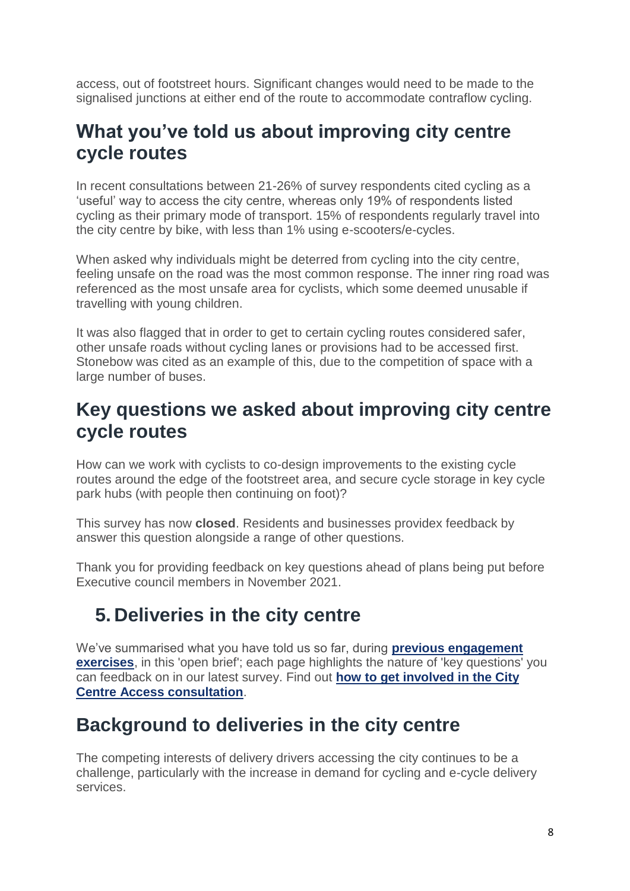access, out of footstreet hours. Significant changes would need to be made to the signalised junctions at either end of the route to accommodate contraflow cycling.

## What you've told us about improving city centre cycle routes

In recent consultations between 21-26% of survey respondents cited cycling as a 'useful' way to access the city centre, whereas only 19% of respondents listed cycling as their primary mode of transport. 15% of respondents regularly travel into the city centre by bike, with less than 1% using e-scooters/e-cycles.

When asked why individuals might be deterred from cycling into the city centre, feeling unsafe on the road was the most common response. The inner ring road was referenced as the most unsafe area for cyclists, which some deemed unusable if travelling with young children.

It was also flagged that in order to get to certain cycling routes considered safer, other unsafe roads without cycling lanes or provisions had to be accessed first. Stonebow was cited as an example of this, due to the competition of space with a large number of buses.

## Key questions we asked about improving city centre cycle routes

How can we work with cyclists to co-design improvements to the existing cycle routes around the edge of the footstreet area, and secure cycle storage in key cycle park hubs (with people then continuing on foot)?

This survey has now **closed**. Residents and businesses providex feedback by answer this question alongside a range of other questions.

Thank you for providing feedback on key questions ahead of plans being put before Executive council members in November 2021.

# 5. Deliveries in the city centre

We've summarised what you have told us so far, during **previous engagement exercises**, in this 'open brief'; each page highlights the nature of 'key questions' you can feedback on in our latest survey. Find out **how to get involved in the City Centre Access consultation**.

## Background to deliveries in the city centre

The competing interests of delivery drivers accessing the city continues to be a challenge, particularly with the increase in demand for cycling and e-cycle delivery services.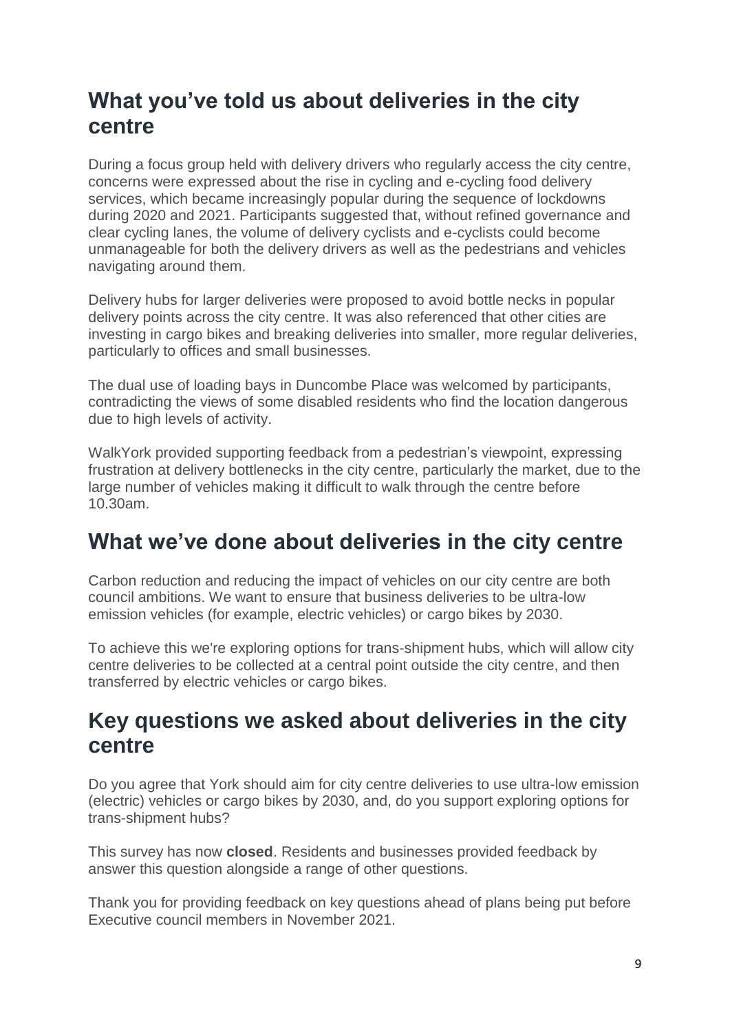## What you've told us about deliveries in the city centre

During a focus group held with delivery drivers who regularly access the city centre, concerns were expressed about the rise in cycling and e-cycling food delivery services, which became increasingly popular during the sequence of lockdowns during 2020 and 2021. Participants suggested that, without refined governance and clear cycling lanes, the volume of delivery cyclists and e-cyclists could become unmanageable for both the delivery drivers as well as the pedestrians and vehicles navigating around them.

Delivery hubs for larger deliveries were proposed to avoid bottle necks in popular delivery points across the city centre. It was also referenced that other cities are investing in cargo bikes and breaking deliveries into smaller, more regular deliveries, particularly to offices and small businesses.

The dual use of loading bays in Duncombe Place was welcomed by participants, contradicting the views of some disabled residents who find the location dangerous due to high levels of activity.

WalkYork provided supporting feedback from a pedestrian's viewpoint, expressing frustration at delivery bottlenecks in the city centre, particularly the market, due to the large number of vehicles making it difficult to walk through the centre before 10.30am.

## What we've done about deliveries in the city centre

Carbon reduction and reducing the impact of vehicles on our city centre are both council ambitions. We want to ensure that business deliveries to be ultra-low emission vehicles (for example, electric vehicles) or cargo bikes by 2030.

To achieve this we're exploring options for trans-shipment hubs, which will allow city centre deliveries to be collected at a central point outside the city centre, and then transferred by electric vehicles or cargo bikes.

## Key questions we asked about deliveries in the city centre

Do you agree that York should aim for city centre deliveries to use ultra-low emission (electric) vehicles or cargo bikes by 2030, and, do you support exploring options for trans-shipment hubs?

This survey has now **closed**. Residents and businesses provided feedback by answer this question alongside a range of other questions.

Thank you for providing feedback on key questions ahead of plans being put before Executive council members in November 2021.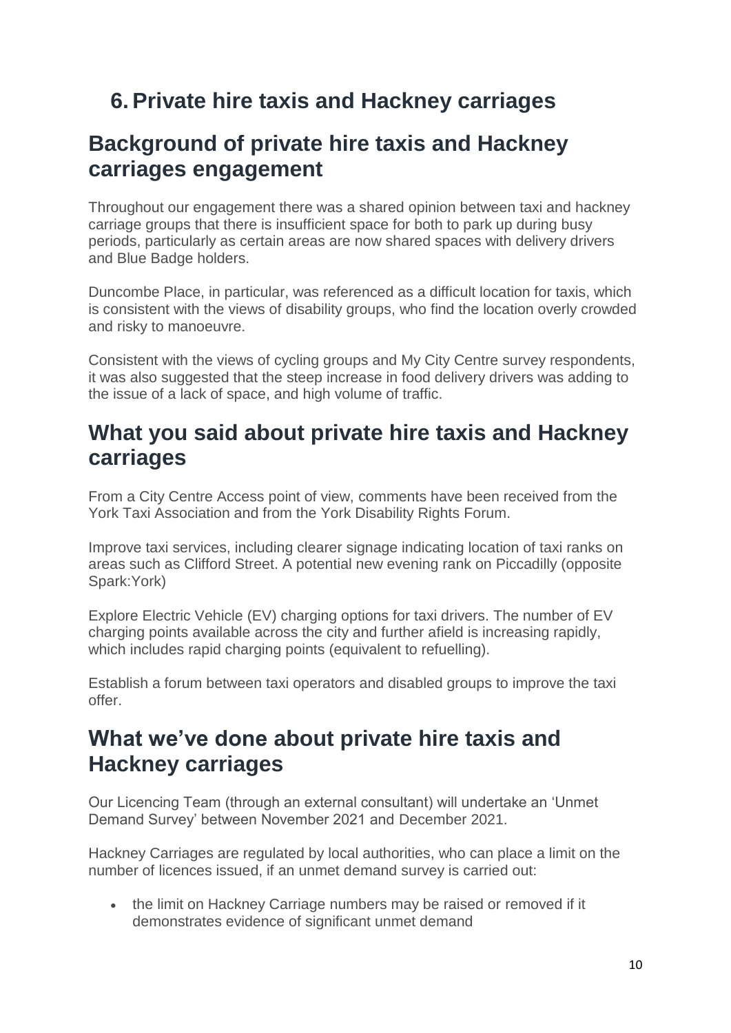# 6. Private hire taxis and Hackney carriages

## Background of private hire taxis and Hackney carriages engagement

Throughout our engagement there was a shared opinion between taxi and hackney carriage groups that there is insufficient space for both to park up during busy periods, particularly as certain areas are now shared spaces with delivery drivers and Blue Badge holders.

Duncombe Place, in particular, was referenced as a difficult location for taxis, which is consistent with the views of disability groups, who find the location overly crowded and risky to manoeuvre.

Consistent with the views of cycling groups and My City Centre survey respondents, it was also suggested that the steep increase in food delivery drivers was adding to the issue of a lack of space, and high volume of traffic.

## What you said about private hire taxis and Hackney carriages

From a City Centre Access point of view, comments have been received from the York Taxi Association and from the York Disability Rights Forum.

Improve taxi services, including clearer signage indicating location of taxi ranks on areas such as Clifford Street. A potential new evening rank on Piccadilly (opposite Spark:York)

Explore Electric Vehicle (EV) charging options for taxi drivers. The number of EV charging points available across the city and further afield is increasing rapidly, which includes rapid charging points (equivalent to refuelling).

Establish a forum between taxi operators and disabled groups to improve the taxi offer.

## What we've done about private hire taxis and Hackney carriages

Our Licencing Team (through an external consultant) will undertake an 'Unmet Demand Survey' between November 2021 and December 2021.

Hackney Carriages are regulated by local authorities, who can place a limit on the number of licences issued, if an unmet demand survey is carried out:

- the limit on Hackney Carriage numbers may be raised or removed if it demonstrates evidence of significant unmet demand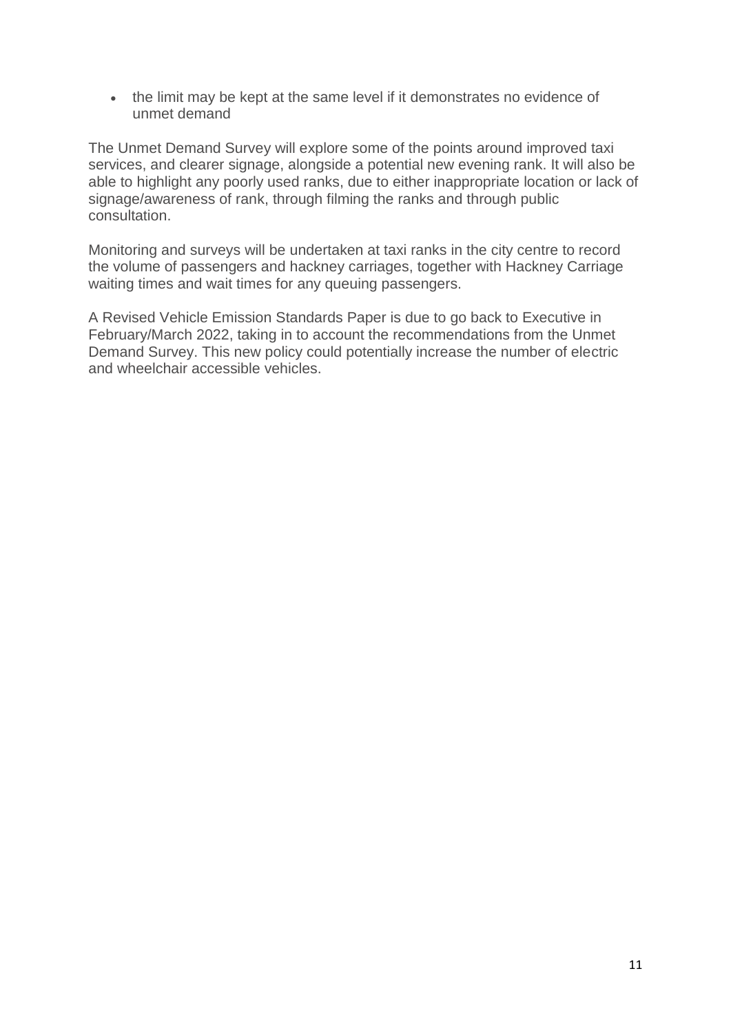- the limit may be kept at the same level if it demonstrates no evidence of unmet demand

The Unmet Demand Survey will explore some of the points around improved taxi services, and clearer signage, alongside a potential new evening rank. It will also be able to highlight any poorly used ranks, due to either inappropriate location or lack of signage/awareness of rank, through filming the ranks and through public consultation.

Monitoring and surveys will be undertaken at taxi ranks in the city centre to record the volume of passengers and hackney carriages, together with Hackney Carriage waiting times and wait times for any queuing passengers.

A Revised Vehicle Emission Standards Paper is due to go back to Executive in February/March 2022, taking in to account the recommendations from the Unmet Demand Survey. This new policy could potentially increase the number of electric and wheelchair accessible vehicles.